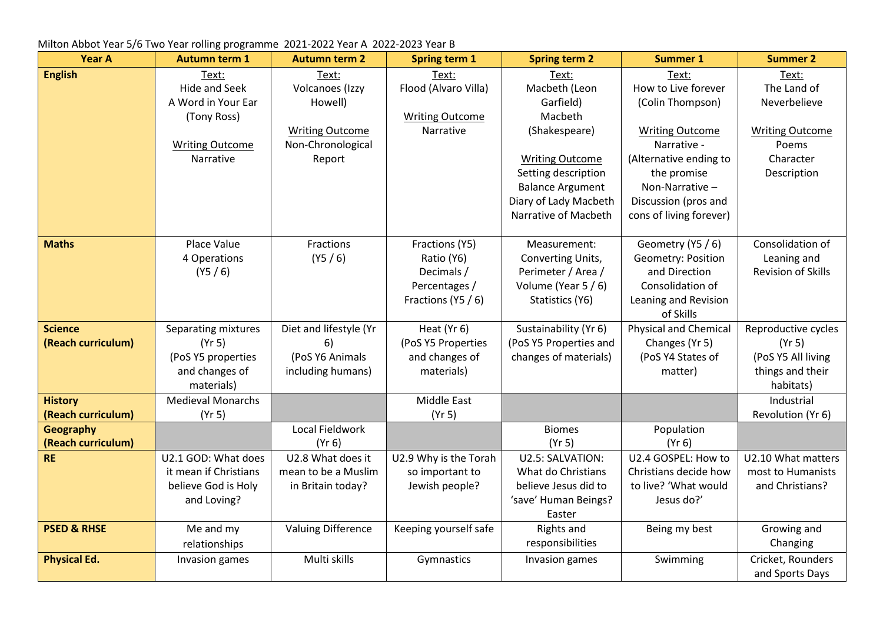Milton Abbot Year 5/6 Two Year rolling programme 2021-2022 Year A 2022-2023 Year B

| Year A | Autumn term 1 | Autumn term 2 | Spring term 1 | Spring term 2 | Summer 1 | Summer 2 |
|---|---|---|---|---|---|---|
| **English** | Text:<br>Hide and Seek<br>A Word in Your Ear (Tony Ross)<br><br>Writing Outcome<br>Narrative | Text:<br>Volcanoes (Izzy Howell)<br><br>Writing Outcome<br>Non-Chronological Report | Text:<br>Flood (Alvaro Villa)<br><br>Writing Outcome<br>Narrative | Text:<br>Macbeth (Leon Garfield)<br>Macbeth (Shakespeare)<br><br>Writing Outcome<br>Setting description<br>Balance Argument<br>Diary of Lady Macbeth<br>Narrative of Macbeth | Text:<br>How to Live forever (Colin Thompson)<br><br>Writing Outcome<br>Narrative - (Alternative ending to the promise<br>Non-Narrative – Discussion (pros and cons of living forever) | Text:<br>The Land of Neverbelieve<br><br>Writing Outcome<br>Poems<br>Character Description |
| **Maths** | Place Value<br>4 Operations<br>(Y5 / 6) | Fractions<br>(Y5 / 6) | Fractions (Y5)<br>Ratio (Y6)<br>Decimals / Percentages / Fractions (Y5 / 6) | Measurement: Converting Units, Perimeter / Area / Volume (Year 5 / 6)<br>Statistics (Y6) | Geometry (Y5 / 6)<br>Geometry: Position and Direction<br>Consolidation of Leaning and Revision of Skills | Consolidation of Leaning and Revision of Skills |
| **Science (Reach curriculum)** | Separating mixtures (Yr 5)<br>(PoS Y5 properties and changes of materials) | Diet and lifestyle (Yr 6)<br>(PoS Y6 Animals including humans) | Heat (Yr 6)<br>(PoS Y5 Properties and changes of materials) | Sustainability (Yr 6)<br>(PoS Y5 Properties and changes of materials) | Physical and Chemical Changes (Yr 5)<br>(PoS Y4 States of matter) | Reproductive cycles (Yr 5)<br>(PoS Y5 All living things and their habitats) |
| **History (Reach curriculum)** | Medieval Monarchs (Yr 5) | | Middle East (Yr 5) | | | Industrial Revolution (Yr 6) |
| **Geography (Reach curriculum)** | | Local Fieldwork (Yr 6) | | Biomes (Yr 5) | Population (Yr 6) | |
| **RE** | U2.1 GOD: What does it mean if Christians believe God is Holy and Loving? | U2.8 What does it mean to be a Muslim in Britain today? | U2.9 Why is the Torah so important to Jewish people? | U2.5: SALVATION: What do Christians believe Jesus did to 'save' Human Beings? Easter | U2.4 GOSPEL: How to Christians decide how to live? 'What would Jesus do?' | U2.10 What matters most to Humanists and Christians? |
| **PSED & RHSE** | Me and my relationships | Valuing Difference | Keeping yourself safe | Rights and responsibilities | Being my best | Growing and Changing |
| **Physical Ed.** | Invasion games | Multi skills | Gymnastics | Invasion games | Swimming | Cricket, Rounders and Sports Days |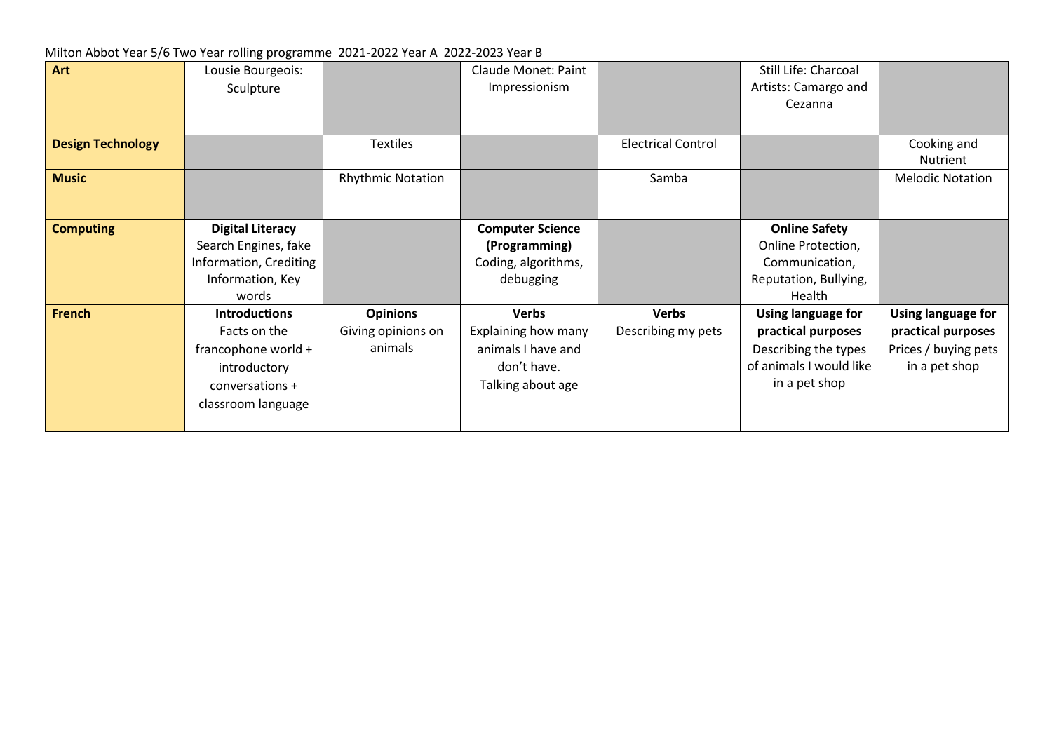Milton Abbot Year 5/6 Two Year rolling programme 2021-2022 Year A 2022-2023 Year B

| | | | | | | |
|---|---|---|---|---|---|---|
| **Art** | Lousie Bourgeois: Sculpture | | Claude Monet: Paint Impressionism | | Still Life: Charcoal Artists: Camargo and Cezanna | |
| **Design Technology** | | Textiles | | Electrical Control | | Cooking and Nutrient |
| **Music** | | Rhythmic Notation | | Samba | | Melodic Notation |
| **Computing** | **Digital Literacy** Search Engines, fake Information, Crediting Information, Key words | | **Computer Science (Programming)** Coding, algorithms, debugging | | **Online Safety** Online Protection, Communication, Reputation, Bullying, Health | |
| **French** | **Introductions** Facts on the francophone world + introductory conversations + classroom language | **Opinions** Giving opinions on animals | **Verbs** Explaining how many animals I have and don't have. Talking about age | **Verbs** Describing my pets | **Using language for practical purposes** Describing the types of animals I would like in a pet shop | **Using language for practical purposes** Prices / buying pets in a pet shop |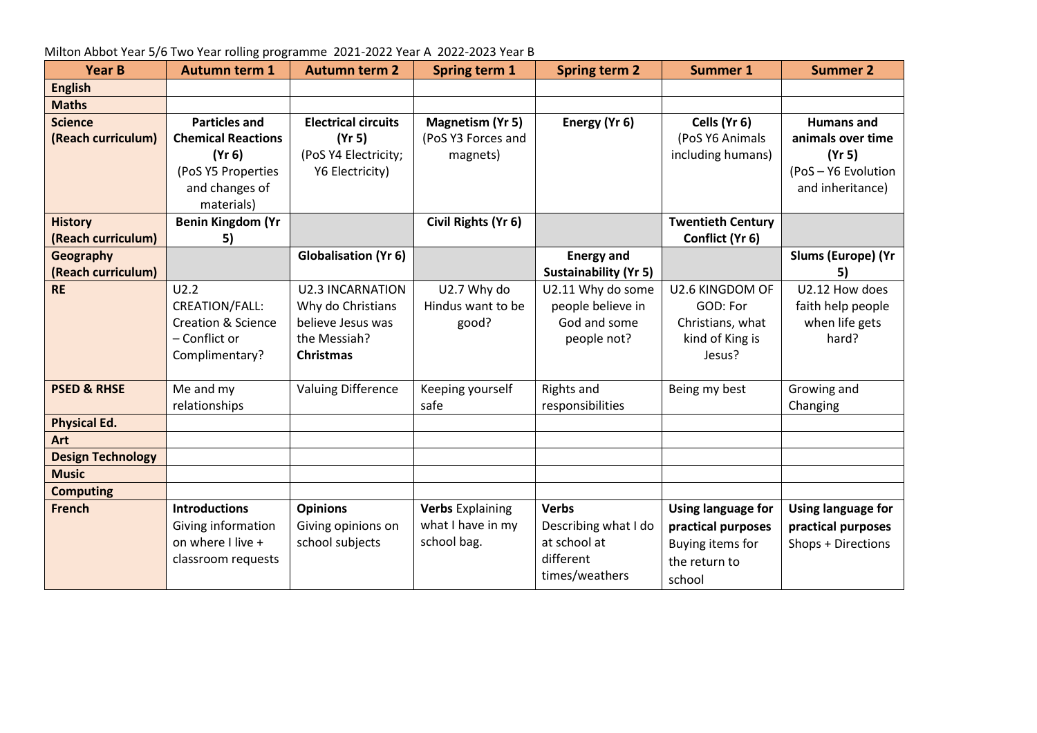Milton Abbot Year 5/6 Two Year rolling programme 2021-2022 Year A 2022-2023 Year B

| Year B | Autumn term 1 | Autumn term 2 | Spring term 1 | Spring term 2 | Summer 1 | Summer 2 |
|---|---|---|---|---|---|---|
| **English** | | | | | | |
| **Maths** | | | | | | |
| **Science (Reach curriculum)** | **Particles and Chemical Reactions (Yr 6)** (PoS Y5 Properties and changes of materials) | **Electrical circuits (Yr 5)** (PoS Y4 Electricity; Y6 Electricity) | **Magnetism (Yr 5)** (PoS Y3 Forces and magnets) | **Energy (Yr 6)** | **Cells (Yr 6)** (PoS Y6 Animals including humans) | **Humans and animals over time (Yr 5)** (PoS – Y6 Evolution and inheritance) |
| **History (Reach curriculum)** | **Benin Kingdom (Yr 5)** | | **Civil Rights (Yr 6)** | | **Twentieth Century Conflict (Yr 6)** | |
| **Geography (Reach curriculum)** | | **Globalisation (Yr 6)** | | **Energy and Sustainability (Yr 5)** | | **Slums (Europe) (Yr 5)** |
| **RE** | U2.2 CREATION/FALL: Creation & Science – Conflict or Complimentary? | U2.3 INCARNATION Why do Christians believe Jesus was the Messiah? **Christmas** | U2.7 Why do Hindus want to be good? | U2.11 Why do some people believe in God and some people not? | U2.6 KINGDOM OF GOD: For Christians, what kind of King is Jesus? | U2.12 How does faith help people when life gets hard? |
| **PSED & RHSE** | Me and my relationships | Valuing Difference | Keeping yourself safe | Rights and responsibilities | Being my best | Growing and Changing |
| **Physical Ed.** | | | | | | |
| **Art** | | | | | | |
| **Design Technology** | | | | | | |
| **Music** | | | | | | |
| **Computing** | | | | | | |
| **French** | **Introductions** Giving information on where I live + classroom requests | **Opinions** Giving opinions on school subjects | **Verbs** Explaining what I have in my school bag. | **Verbs** Describing what I do at school at different times/weathers | **Using language for practical purposes** Buying items for the return to school | **Using language for practical purposes** Shops + Directions |